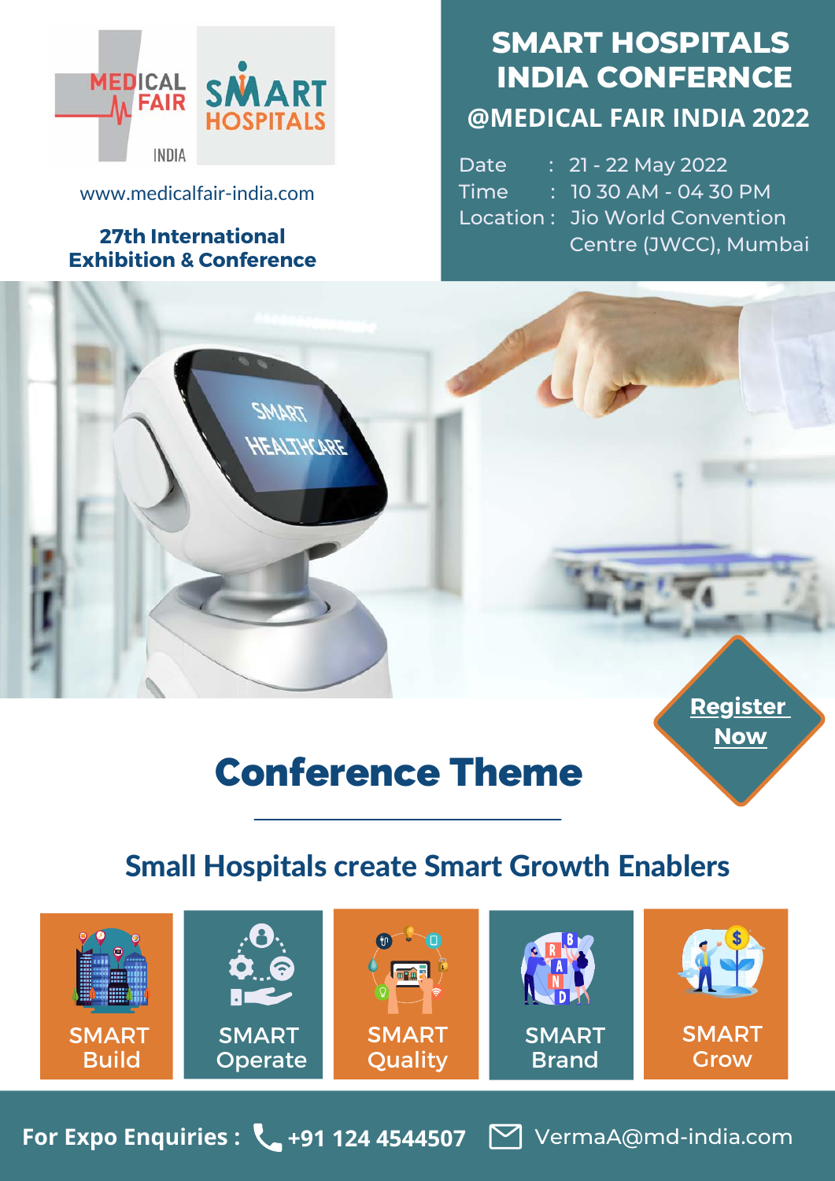MEDICAL FAIR INDIA

SMART HOSPITALS

www.medicalfair-india.com

**27th International Exhibition & Conference**

# SMART HOSPITALS INDIA CONFERNCE

## @MEDICAL FAIR INDIA 2022

Date : 21 - 22 May 2022
Time : 10 30 AM - 04 30 PM
Location : Jio World Convention Centre (JWCC), Mumbai

**Register Now**

## Conference Theme

### Small Hospitals create Smart Growth Enablers

- SMART Build
- SMART Operate
- SMART Quality
- SMART Brand
- SMART Grow

**For Expo Enquiries :** +91 124 4544507 VermaA@md-india.com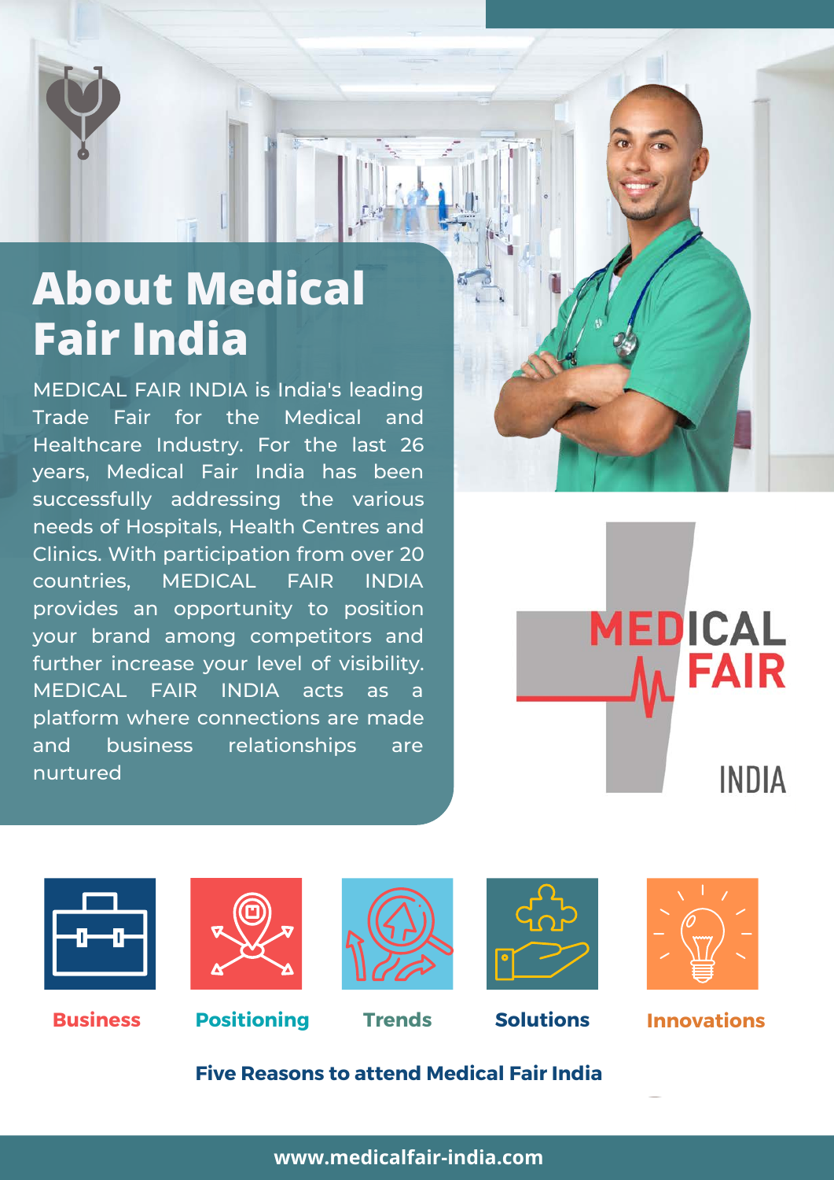# About Medical Fair India

MEDICAL FAIR INDIA is India's leading Trade Fair for the Medical and Healthcare Industry. For the last 26 years, Medical Fair India has been successfully addressing the various needs of Hospitals, Health Centres and Clinics. With participation from over 20 countries, MEDICAL FAIR INDIA provides an opportunity to position your brand among competitors and further increase your level of visibility. MEDICAL FAIR INDIA acts as a platform where connections are made and business relationships are nurtured

MEDICAL FAIR INDIA

**Business** **Positioning** **Trends** **Solutions** **Innovations**

**Five Reasons to attend Medical Fair India**

www.medicalfair-india.com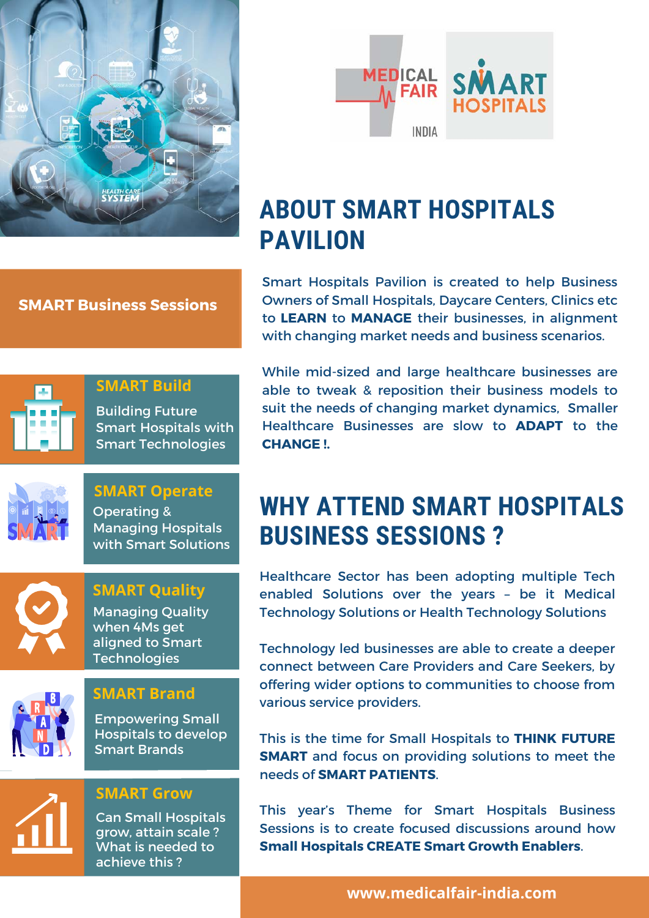## SMART Business Sessions

### SMART Build

Building Future Smart Hospitals with Smart Technologies

### SMART Operate

Operating & Managing Hospitals with Smart Solutions

### SMART Quality

Managing Quality when 4Ms get aligned to Smart Technologies

### SMART Brand

Empowering Small Hospitals to develop Smart Brands

### SMART Grow

Can Small Hospitals grow, attain scale ? What is needed to achieve this ?

# ABOUT SMART HOSPITALS PAVILION

Smart Hospitals Pavilion is created to help Business Owners of Small Hospitals, Daycare Centers, Clinics etc to **LEARN** to **MANAGE** their businesses, in alignment with changing market needs and business scenarios.

While mid-sized and large healthcare businesses are able to tweak & reposition their business models to suit the needs of changing market dynamics, Smaller Healthcare Businesses are slow to **ADAPT** to the **CHANGE !.**

# WHY ATTEND SMART HOSPITALS BUSINESS SESSIONS ?

Healthcare Sector has been adopting multiple Tech enabled Solutions over the years – be it Medical Technology Solutions or Health Technology Solutions

Technology led businesses are able to create a deeper connect between Care Providers and Care Seekers, by offering wider options to communities to choose from various service providers.

This is the time for Small Hospitals to **THINK FUTURE SMART** and focus on providing solutions to meet the needs of **SMART PATIENTS**.

This year's Theme for Smart Hospitals Business Sessions is to create focused discussions around how **Small Hospitals CREATE Smart Growth Enablers**.

www.medicalfair-india.com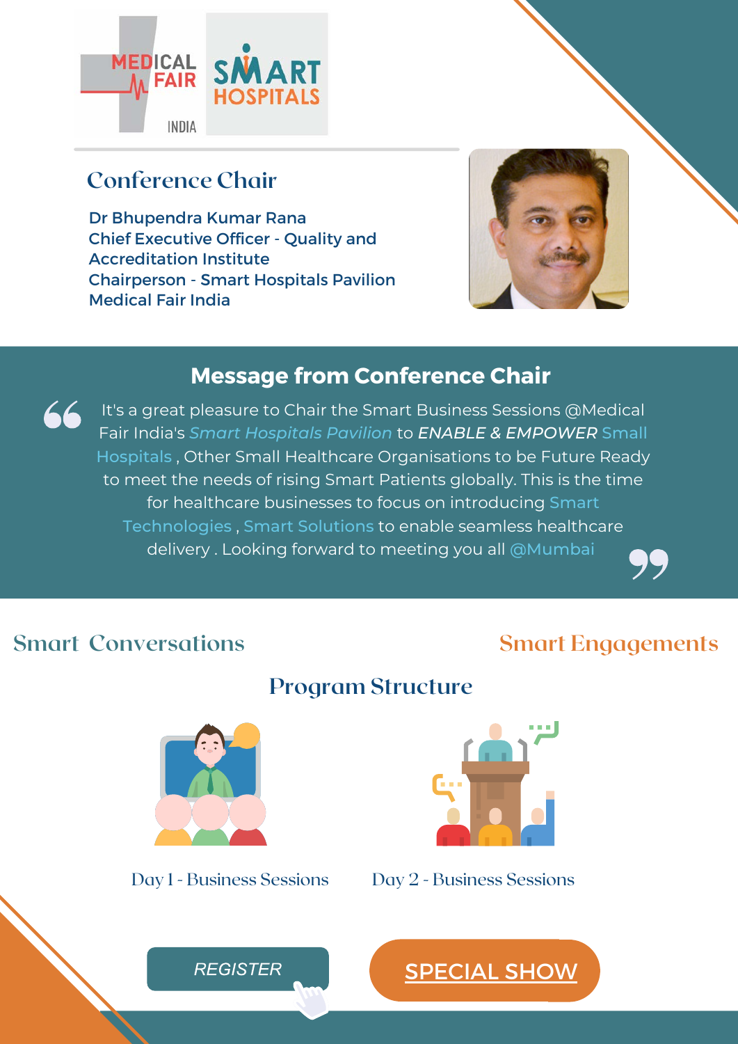MEDICAL FAIR INDIA

SMART HOSPITALS

## Conference Chair

Dr Bhupendra Kumar Rana
Chief Executive Officer - Quality and Accreditation Institute
Chairperson - Smart Hospitals Pavilion
Medical Fair India

## Message from Conference Chair

"It's a great pleasure to Chair the Smart Business Sessions @Medical Fair India's *Smart Hospitals Pavilion* to ***ENABLE & EMPOWER*** Small Hospitals , Other Small Healthcare Organisations to be Future Ready to meet the needs of rising Smart Patients globally. This is the time for healthcare businesses to focus on introducing Smart Technologies , Smart Solutions to enable seamless healthcare delivery . Looking forward to meeting you all @Mumbai"

Smart Conversations

Smart Engagements

## Program Structure

Day 1 - Business Sessions

Day 2 - Business Sessions

*REGISTER*

SPECIAL SHOW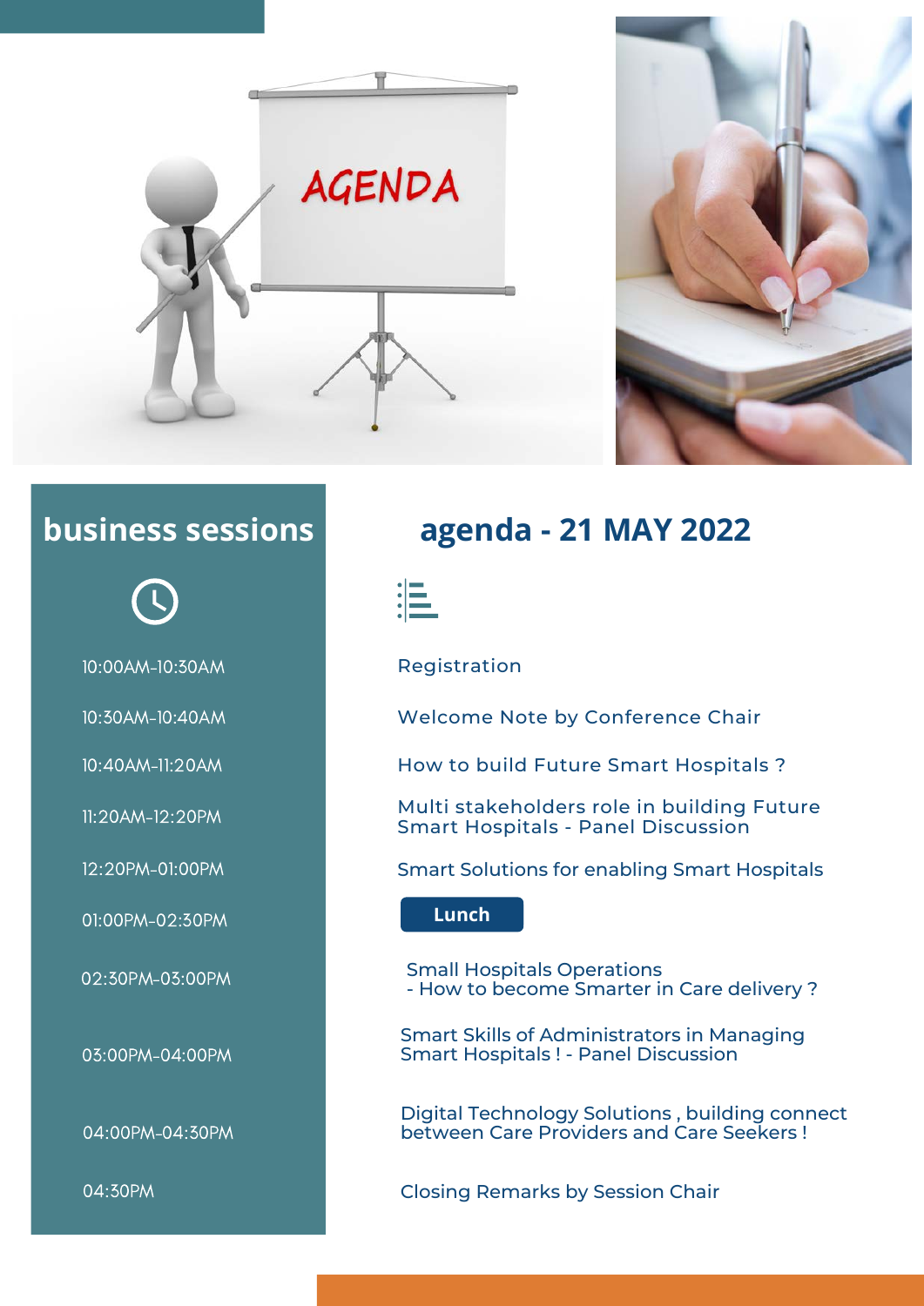## business sessions

## agenda - 21 MAY 2022

| Time | Session |
| --- | --- |
| 10:00AM-10:30AM | Registration |
| 10:30AM-10:40AM | Welcome Note by Conference Chair |
| 10:40AM-11:20AM | How to build Future Smart Hospitals ? |
| 11:20AM-12:20PM | Multi stakeholders role in building Future Smart Hospitals - Panel Discussion |
| 12:20PM-01:00PM | Smart Solutions for enabling Smart Hospitals |
| 01:00PM-02:30PM | **Lunch** |
| 02:30PM-03:00PM | Small Hospitals Operations - How to become Smarter in Care delivery ? |
| 03:00PM-04:00PM | Smart Skills of Administrators in Managing Smart Hospitals ! - Panel Discussion |
| 04:00PM-04:30PM | Digital Technology Solutions , building connect between Care Providers and Care Seekers ! |
| 04:30PM | Closing Remarks by Session Chair |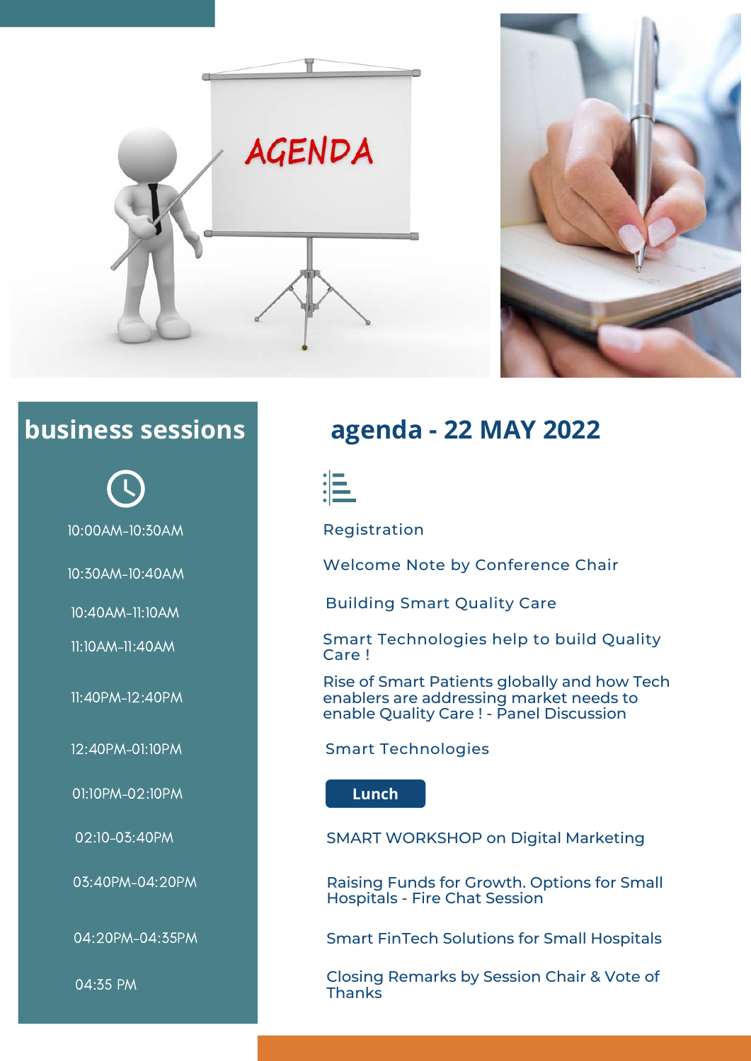## business sessions

## agenda - 22 MAY 2022

| Time | Session |
|---|---|
| 10:00AM-10:30AM | Registration |
| 10:30AM-10:40AM | Welcome Note by Conference Chair |
| 10:40AM-11:10AM | Building Smart Quality Care |
| 11:10AM-11:40AM | Smart Technologies help to build Quality Care ! |
| 11:40PM-12:40PM | Rise of Smart Patients globally and how Tech enablers are addressing market needs to enable Quality Care ! - Panel Discussion |
| 12:40PM-01:10PM | Smart Technologies |
| 01:10PM-02:10PM | **Lunch** |
| 02:10-03:40PM | SMART WORKSHOP on Digital Marketing |
| 03:40PM-04:20PM | Raising Funds for Growth. Options for Small Hospitals - Fire Chat Session |
| 04:20PM-04:35PM | Smart FinTech Solutions for Small Hospitals |
| 04:35 PM | Closing Remarks by Session Chair & Vote of Thanks |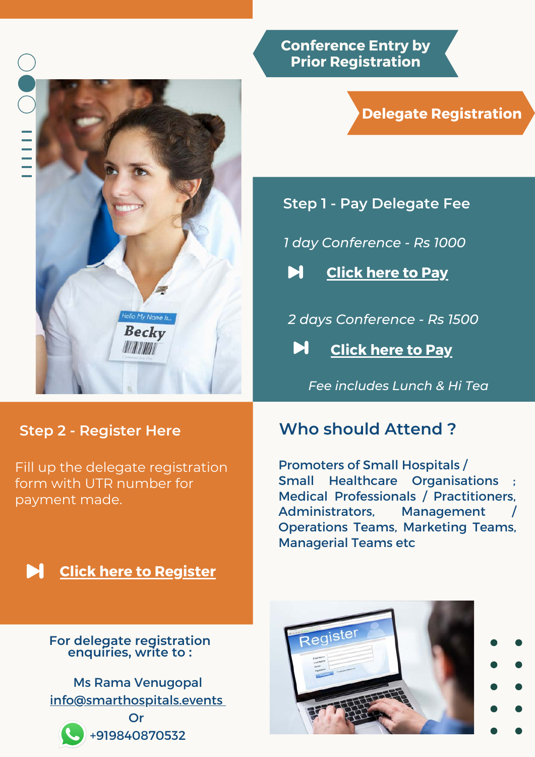## Conference Entry by Prior Registration

## Delegate Registration

### Step 1 - Pay Delegate Fee

*1 day Conference - Rs 1000*

**Click here to Pay**

*2 days Conference - Rs 1500*

**Click here to Pay**

*Fee includes Lunch & Hi Tea*

### Step 2 - Register Here

Fill up the delegate registration form with UTR number for payment made.

**Click here to Register**

### Who should Attend ?

Promoters of Small Hospitals / Small Healthcare Organisations ; Medical Professionals / Practitioners, Administrators, Management / Operations Teams, Marketing Teams, Managerial Teams etc

For delegate registration enquiries, write to :

Ms Rama Venugopal
info@smarthospitals.events
Or
+919840870532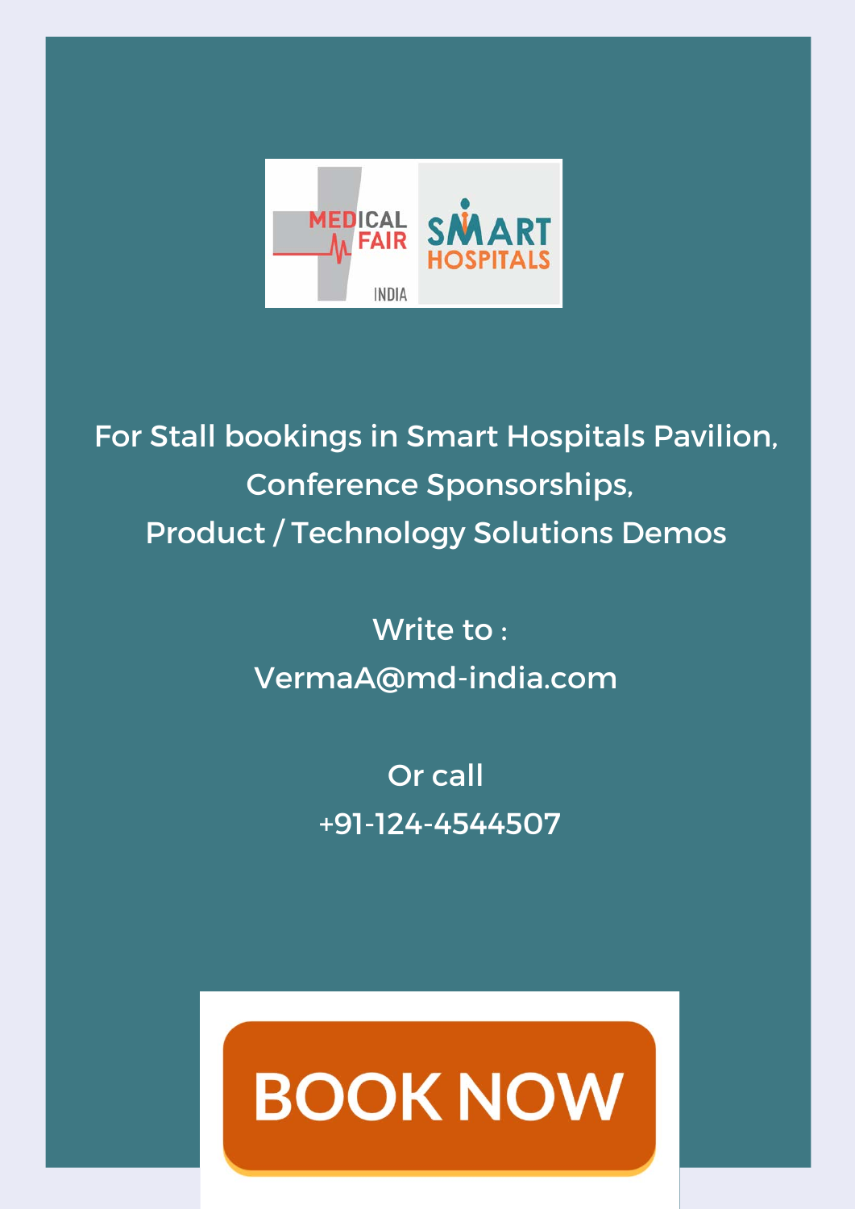MEDICAL FAIR INDIA

SMART HOSPITALS

For Stall bookings in Smart Hospitals Pavilion,
Conference Sponsorships,
Product / Technology Solutions Demos

Write to :
VermaA@md-india.com

Or call
+91-124-4544507

BOOK NOW